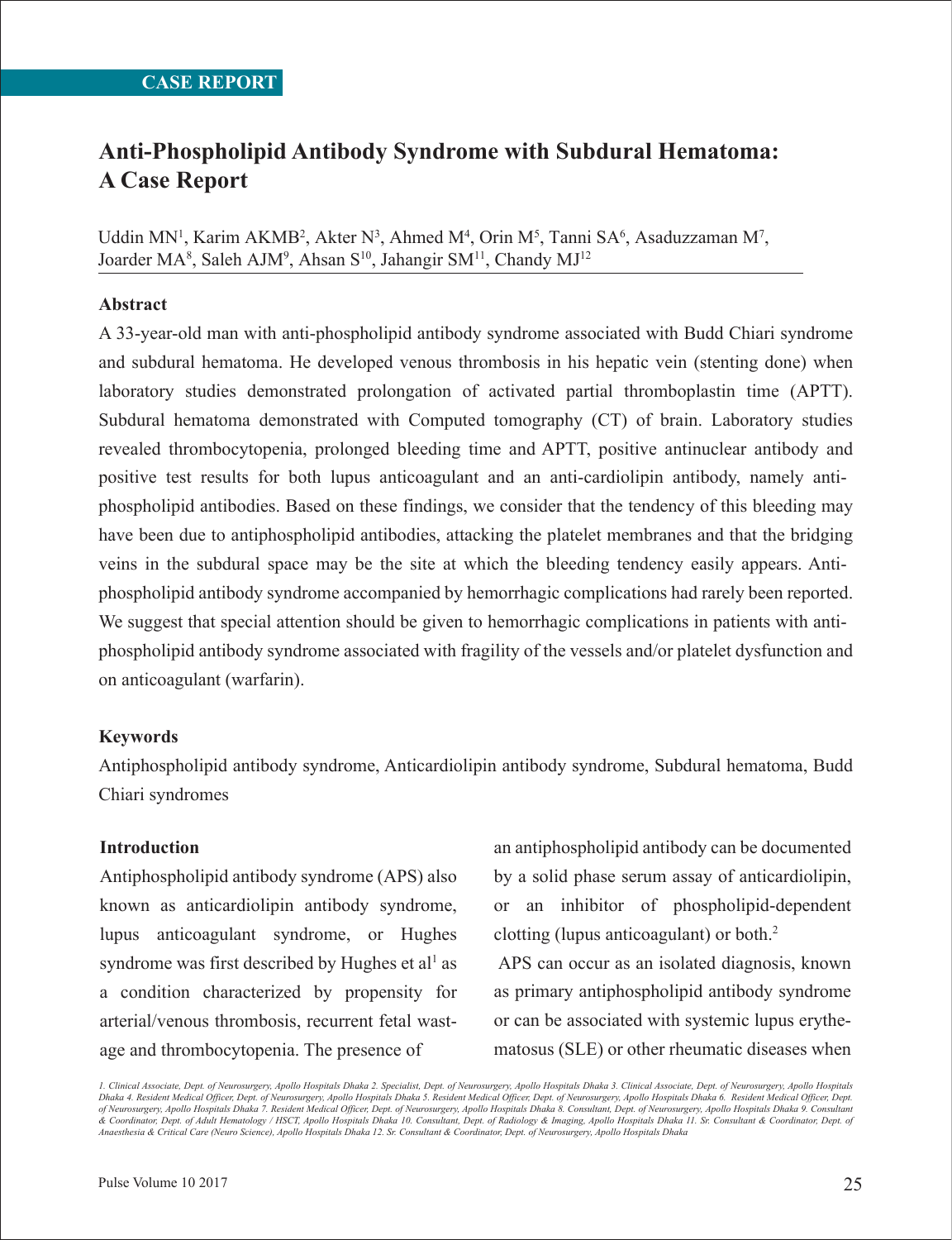CASE REPORT

# Anti-Phospholipid Antibody Syndrome with Subdural Hematoma: A Case Report

Uddin MN[1], Karim AKMB[2], Akter N[3], Ahmed M[4], Orin M[5], Tanni SA[6], Asaduzzaman M[7], Joarder MA[8], Saleh AJM[9], Ahsan S[10], Jahangir SM[11], Chandy MJ[12]

## Abstract

A 33-year-old man with anti-phospholipid antibody syndrome associated with Budd Chiari syndrome and subdural hematoma. He developed venous thrombosis in his hepatic vein (stenting done) when laboratory studies demonstrated prolongation of activated partial thromboplastin time (APTT). Subdural hematoma demonstrated with Computed tomography (CT) of brain. Laboratory studies revealed thrombocytopenia, prolonged bleeding time and APTT, positive antinuclear antibody and positive test results for both lupus anticoagulant and an anti-cardiolipin antibody, namely anti-phospholipid antibodies. Based on these findings, we consider that the tendency of this bleeding may have been due to antiphospholipid antibodies, attacking the platelet membranes and that the bridging veins in the subdural space may be the site at which the bleeding tendency easily appears. Anti-phospholipid antibody syndrome accompanied by hemorrhagic complications had rarely been reported. We suggest that special attention should be given to hemorrhagic complications in patients with anti-phospholipid antibody syndrome associated with fragility of the vessels and/or platelet dysfunction and on anticoagulant (warfarin).

## Keywords

Antiphospholipid antibody syndrome, Anticardiolipin antibody syndrome, Subdural hematoma, Budd Chiari syndromes

## Introduction

Antiphospholipid antibody syndrome (APS) also known as anticardiolipin antibody syndrome, lupus anticoagulant syndrome, or Hughes syndrome was first described by Hughes et al[1] as a condition characterized by propensity for arterial/venous thrombosis, recurrent fetal wastage and thrombocytopenia. The presence of an antiphospholipid antibody can be documented by a solid phase serum assay of anticardiolipin, or an inhibitor of phospholipid-dependent clotting (lupus anticoagulant) or both.[2]

APS can occur as an isolated diagnosis, known as primary antiphospholipid antibody syndrome or can be associated with systemic lupus erythematosus (SLE) or other rheumatic diseases when

*1. Clinical Associate, Dept. of Neurosurgery, Apollo Hospitals Dhaka 2. Specialist, Dept. of Neurosurgery, Apollo Hospitals Dhaka 3. Clinical Associate, Dept. of Neurosurgery, Apollo Hospitals Dhaka 4. Resident Medical Officer, Dept. of Neurosurgery, Apollo Hospitals Dhaka 5. Resident Medical Officer, Dept. of Neurosurgery, Apollo Hospitals Dhaka 6. Resident Medical Officer, Dept. of Neurosurgery, Apollo Hospitals Dhaka 7. Resident Medical Officer, Dept. of Neurosurgery, Apollo Hospitals Dhaka 8. Consultant, Dept. of Neurosurgery, Apollo Hospitals Dhaka 9. Consultant & Coordinator, Dept. of Adult Hematology / HSCT, Apollo Hospitals Dhaka 10. Consultant, Dept. of Radiology & Imaging, Apollo Hospitals Dhaka 11. Sr. Consultant & Coordinator, Dept. of Anaesthesia & Critical Care (Neuro Science), Apollo Hospitals Dhaka 12. Sr. Consultant & Coordinator, Dept. of Neurosurgery, Apollo Hospitals Dhaka*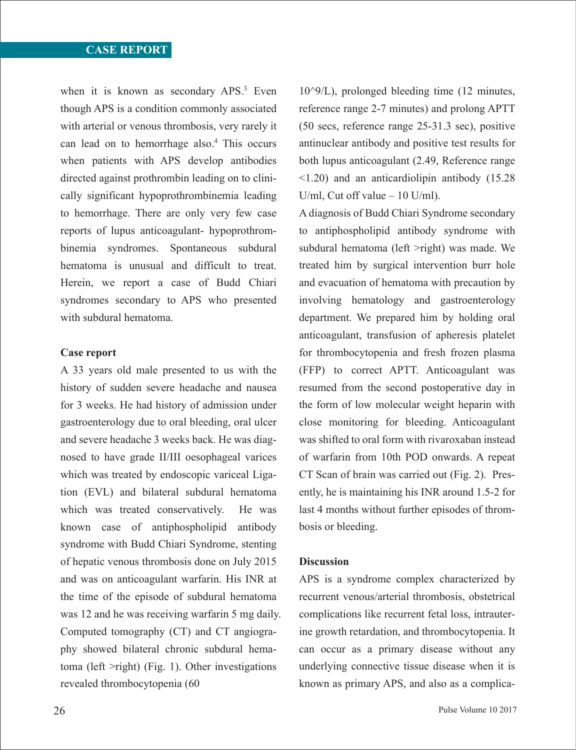when it is known as secondary APS.[3] Even though APS is a condition commonly associated with arterial or venous thrombosis, very rarely it can lead on to hemorrhage also.[4] This occurs when patients with APS develop antibodies directed against prothrombin leading on to clinically significant hypoprothrombinemia leading to hemorrhage. There are only very few case reports of lupus anticoagulant- hypoprothrombinemia syndromes. Spontaneous subdural hematoma is unusual and difficult to treat. Herein, we report a case of Budd Chiari syndromes secondary to APS who presented with subdural hematoma.

**Case report**

A 33 years old male presented to us with the history of sudden severe headache and nausea for 3 weeks. He had history of admission under gastroenterology due to oral bleeding, oral ulcer and severe headache 3 weeks back. He was diagnosed to have grade II/III oesophageal varices which was treated by endoscopic variceal Ligation (EVL) and bilateral subdural hematoma which was treated conservatively. He was known case of antiphospholipid antibody syndrome with Budd Chiari Syndrome, stenting of hepatic venous thrombosis done on July 2015 and was on anticoagulant warfarin. His INR at the time of the episode of subdural hematoma was 12 and he was receiving warfarin 5 mg daily. Computed tomography (CT) and CT angiography showed bilateral chronic subdural hematoma (left >right) (Fig. 1). Other investigations revealed thrombocytopenia (60 10^9/L), prolonged bleeding time (12 minutes, reference range 2-7 minutes) and prolong APTT (50 secs, reference range 25-31.3 sec), positive antinuclear antibody and positive test results for both lupus anticoagulant (2.49, Reference range <1.20) and an anticardiolipin antibody (15.28 U/ml, Cut off value – 10 U/ml).

A diagnosis of Budd Chiari Syndrome secondary to antiphospholipid antibody syndrome with subdural hematoma (left >right) was made. We treated him by surgical intervention burr hole and evacuation of hematoma with precaution by involving hematology and gastroenterology department. We prepared him by holding oral anticoagulant, transfusion of apheresis platelet for thrombocytopenia and fresh frozen plasma (FFP) to correct APTT. Anticoagulant was resumed from the second postoperative day in the form of low molecular weight heparin with close monitoring for bleeding. Anticoagulant was shifted to oral form with rivaroxaban instead of warfarin from 10th POD onwards. A repeat CT Scan of brain was carried out (Fig. 2). Presently, he is maintaining his INR around 1.5-2 for last 4 months without further episodes of thrombosis or bleeding.

**Discussion**

APS is a syndrome complex characterized by recurrent venous/arterial thrombosis, obstetrical complications like recurrent fetal loss, intrauterine growth retardation, and thrombocytopenia. It can occur as a primary disease without any underlying connective tissue disease when it is known as primary APS, and also as a complica-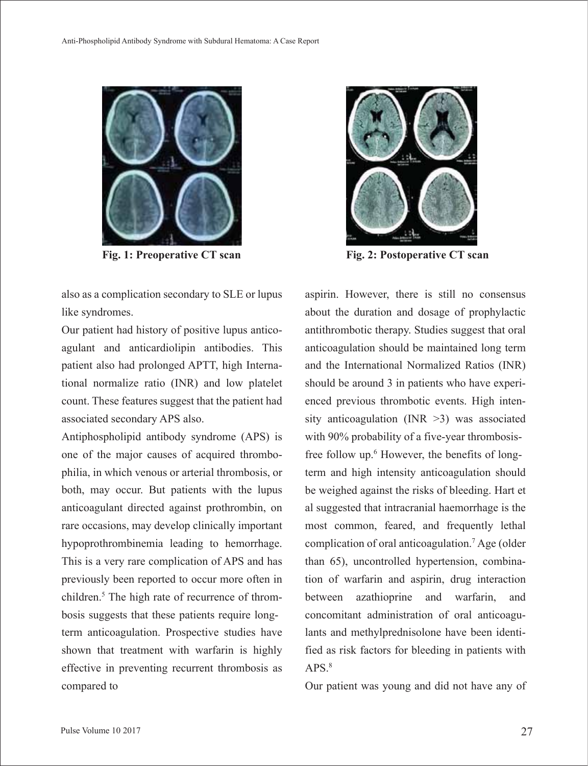Fig. 1: Preoperative CT scan

Fig. 2: Postoperative CT scan

also as a complication secondary to SLE or lupus like syndromes.

Our patient had history of positive lupus anticoagulant and anticardiolipin antibodies. This patient also had prolonged APTT, high International normalize ratio (INR) and low platelet count. These features suggest that the patient had associated secondary APS also.

Antiphospholipid antibody syndrome (APS) is one of the major causes of acquired thrombophilia, in which venous or arterial thrombosis, or both, may occur. But patients with the lupus anticoagulant directed against prothrombin, on rare occasions, may develop clinically important hypoprothrombinemia leading to hemorrhage. This is a very rare complication of APS and has previously been reported to occur more often in children.[5] The high rate of recurrence of thrombosis suggests that these patients require long-term anticoagulation. Prospective studies have shown that treatment with warfarin is highly effective in preventing recurrent thrombosis as compared to aspirin. However, there is still no consensus about the duration and dosage of prophylactic antithrombotic therapy. Studies suggest that oral anticoagulation should be maintained long term and the International Normalized Ratios (INR) should be around 3 in patients who have experienced previous thrombotic events. High intensity anticoagulation (INR >3) was associated with 90% probability of a five-year thrombosis-free follow up.[6] However, the benefits of long-term and high intensity anticoagulation should be weighed against the risks of bleeding. Hart et al suggested that intracranial haemorrhage is the most common, feared, and frequently lethal complication of oral anticoagulation.[7] Age (older than 65), uncontrolled hypertension, combination of warfarin and aspirin, drug interaction between azathioprine and warfarin, and concomitant administration of oral anticoagulants and methylprednisolone have been identified as risk factors for bleeding in patients with APS.[8]

Our patient was young and did not have any of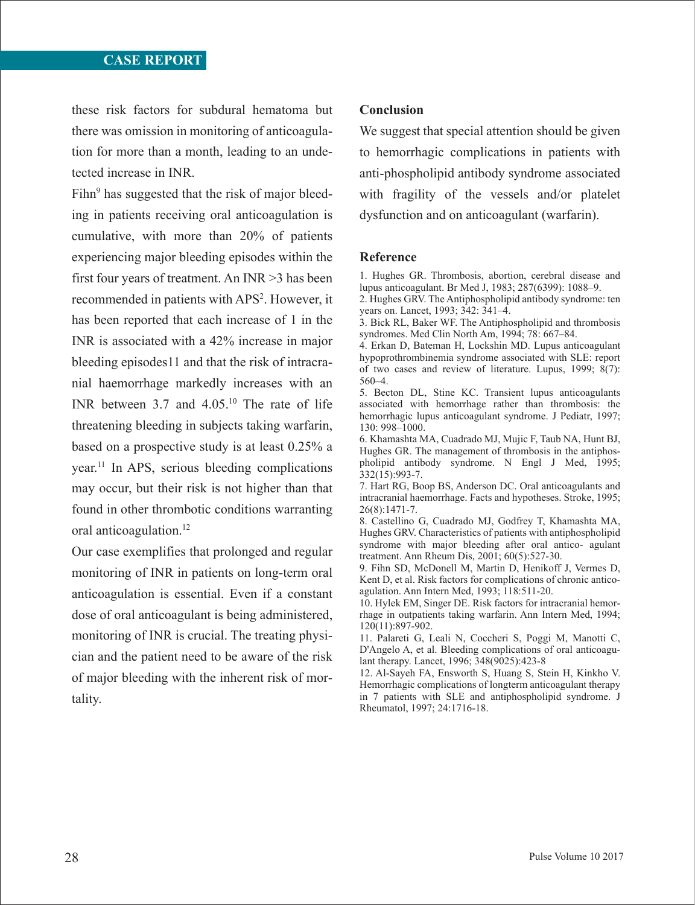these risk factors for subdural hematoma but there was omission in monitoring of anticoagulation for more than a month, leading to an undetected increase in INR.

Fihn[9] has suggested that the risk of major bleeding in patients receiving oral anticoagulation is cumulative, with more than 20% of patients experiencing major bleeding episodes within the first four years of treatment. An INR >3 has been recommended in patients with APS[2]. However, it has been reported that each increase of 1 in the INR is associated with a 42% increase in major bleeding episodes11 and that the risk of intracranial haemorrhage markedly increases with an INR between 3.7 and 4.05.[10] The rate of life threatening bleeding in subjects taking warfarin, based on a prospective study is at least 0.25% a year.[11] In APS, serious bleeding complications may occur, but their risk is not higher than that found in other thrombotic conditions warranting oral anticoagulation.[12]

Our case exemplifies that prolonged and regular monitoring of INR in patients on long-term oral anticoagulation is essential. Even if a constant dose of oral anticoagulant is being administered, monitoring of INR is crucial. The treating physician and the patient need to be aware of the risk of major bleeding with the inherent risk of mortality.

## Conclusion

We suggest that special attention should be given to hemorrhagic complications in patients with anti-phospholipid antibody syndrome associated with fragility of the vessels and/or platelet dysfunction and on anticoagulant (warfarin).

## Reference

1. Hughes GR. Thrombosis, abortion, cerebral disease and lupus anticoagulant. Br Med J, 1983; 287(6399): 1088–9.
2. Hughes GRV. The Antiphospholipid antibody syndrome: ten years on. Lancet, 1993; 342: 341–4.
3. Bick RL, Baker WF. The Antiphospholipid and thrombosis syndromes. Med Clin North Am, 1994; 78: 667–84.
4. Erkan D, Bateman H, Lockshin MD. Lupus anticoagulant hypoprothrombinemia syndrome associated with SLE: report of two cases and review of literature. Lupus, 1999; 8(7): 560–4.
5. Becton DL, Stine KC. Transient lupus anticoagulants associated with hemorrhage rather than thrombosis: the hemorrhagic lupus anticoagulant syndrome. J Pediatr, 1997; 130: 998–1000.
6. Khamashta MA, Cuadrado MJ, Mujic F, Taub NA, Hunt BJ, Hughes GR. The management of thrombosis in the antiphospholipid antibody syndrome. N Engl J Med, 1995; 332(15):993-7.
7. Hart RG, Boop BS, Anderson DC. Oral anticoagulants and intracranial haemorrhage. Facts and hypotheses. Stroke, 1995; 26(8):1471-7.
8. Castellino G, Cuadrado MJ, Godfrey T, Khamashta MA, Hughes GRV. Characteristics of patients with antiphospholipid syndrome with major bleeding after oral antico- agulant treatment. Ann Rheum Dis, 2001; 60(5):527-30.
9. Fihn SD, McDonell M, Martin D, Henikoff J, Vermes D, Kent D, et al. Risk factors for complications of chronic anticoagulation. Ann Intern Med, 1993; 118:511-20.
10. Hylek EM, Singer DE. Risk factors for intracranial hemorrhage in outpatients taking warfarin. Ann Intern Med, 1994; 120(11):897-902.
11. Palareti G, Leali N, Coccheri S, Poggi M, Manotti C, D'Angelo A, et al. Bleeding complications of oral anticoagulant therapy. Lancet, 1996; 348(9025):423-8
12. Al-Sayeh FA, Ensworth S, Huang S, Stein H, Kinkho V. Hemorrhagic complications of longterm anticoagulant therapy in 7 patients with SLE and antiphospholipid syndrome. J Rheumatol, 1997; 24:1716-18.